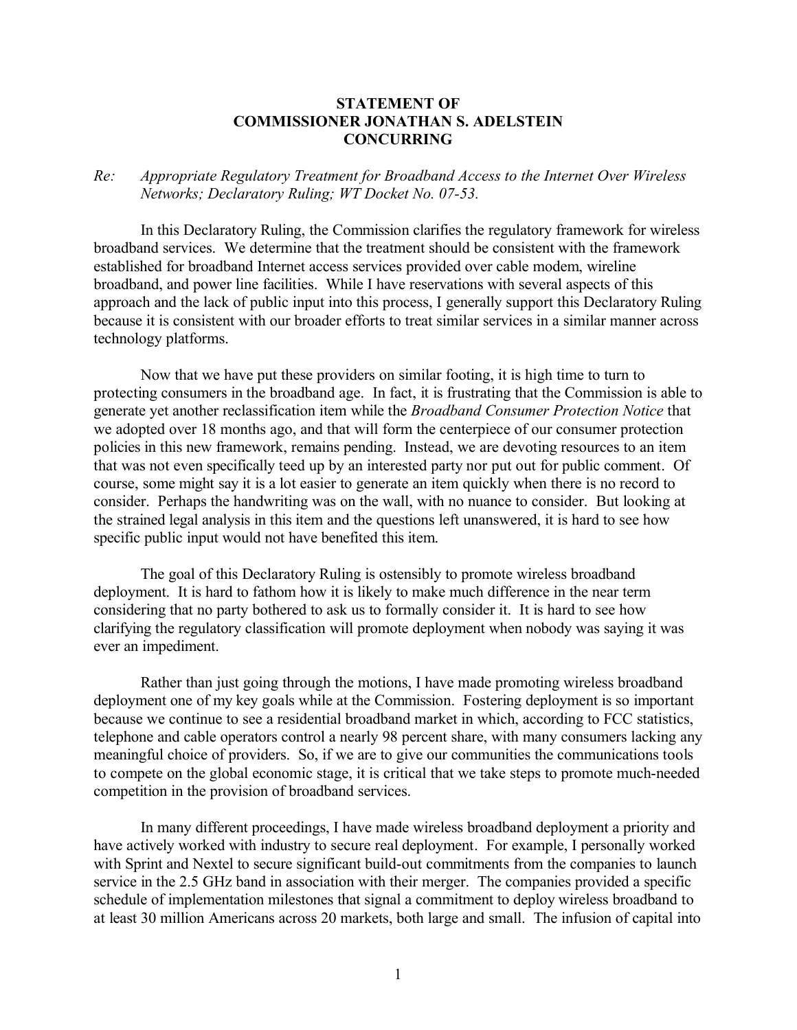**STATEMENT OF**
**COMMISSIONER JONATHAN S. ADELSTEIN**
**CONCURRING**

*Re: Appropriate Regulatory Treatment for Broadband Access to the Internet Over Wireless Networks; Declaratory Ruling; WT Docket No. 07-53.*

In this Declaratory Ruling, the Commission clarifies the regulatory framework for wireless broadband services. We determine that the treatment should be consistent with the framework established for broadband Internet access services provided over cable modem, wireline broadband, and power line facilities. While I have reservations with several aspects of this approach and the lack of public input into this process, I generally support this Declaratory Ruling because it is consistent with our broader efforts to treat similar services in a similar manner across technology platforms.

Now that we have put these providers on similar footing, it is high time to turn to protecting consumers in the broadband age. In fact, it is frustrating that the Commission is able to generate yet another reclassification item while the *Broadband Consumer Protection Notice* that we adopted over 18 months ago, and that will form the centerpiece of our consumer protection policies in this new framework, remains pending. Instead, we are devoting resources to an item that was not even specifically teed up by an interested party nor put out for public comment. Of course, some might say it is a lot easier to generate an item quickly when there is no record to consider. Perhaps the handwriting was on the wall, with no nuance to consider. But looking at the strained legal analysis in this item and the questions left unanswered, it is hard to see how specific public input would not have benefited this item.

The goal of this Declaratory Ruling is ostensibly to promote wireless broadband deployment. It is hard to fathom how it is likely to make much difference in the near term considering that no party bothered to ask us to formally consider it. It is hard to see how clarifying the regulatory classification will promote deployment when nobody was saying it was ever an impediment.

Rather than just going through the motions, I have made promoting wireless broadband deployment one of my key goals while at the Commission. Fostering deployment is so important because we continue to see a residential broadband market in which, according to FCC statistics, telephone and cable operators control a nearly 98 percent share, with many consumers lacking any meaningful choice of providers. So, if we are to give our communities the communications tools to compete on the global economic stage, it is critical that we take steps to promote much-needed competition in the provision of broadband services.

In many different proceedings, I have made wireless broadband deployment a priority and have actively worked with industry to secure real deployment. For example, I personally worked with Sprint and Nextel to secure significant build-out commitments from the companies to launch service in the 2.5 GHz band in association with their merger. The companies provided a specific schedule of implementation milestones that signal a commitment to deploy wireless broadband to at least 30 million Americans across 20 markets, both large and small. The infusion of capital into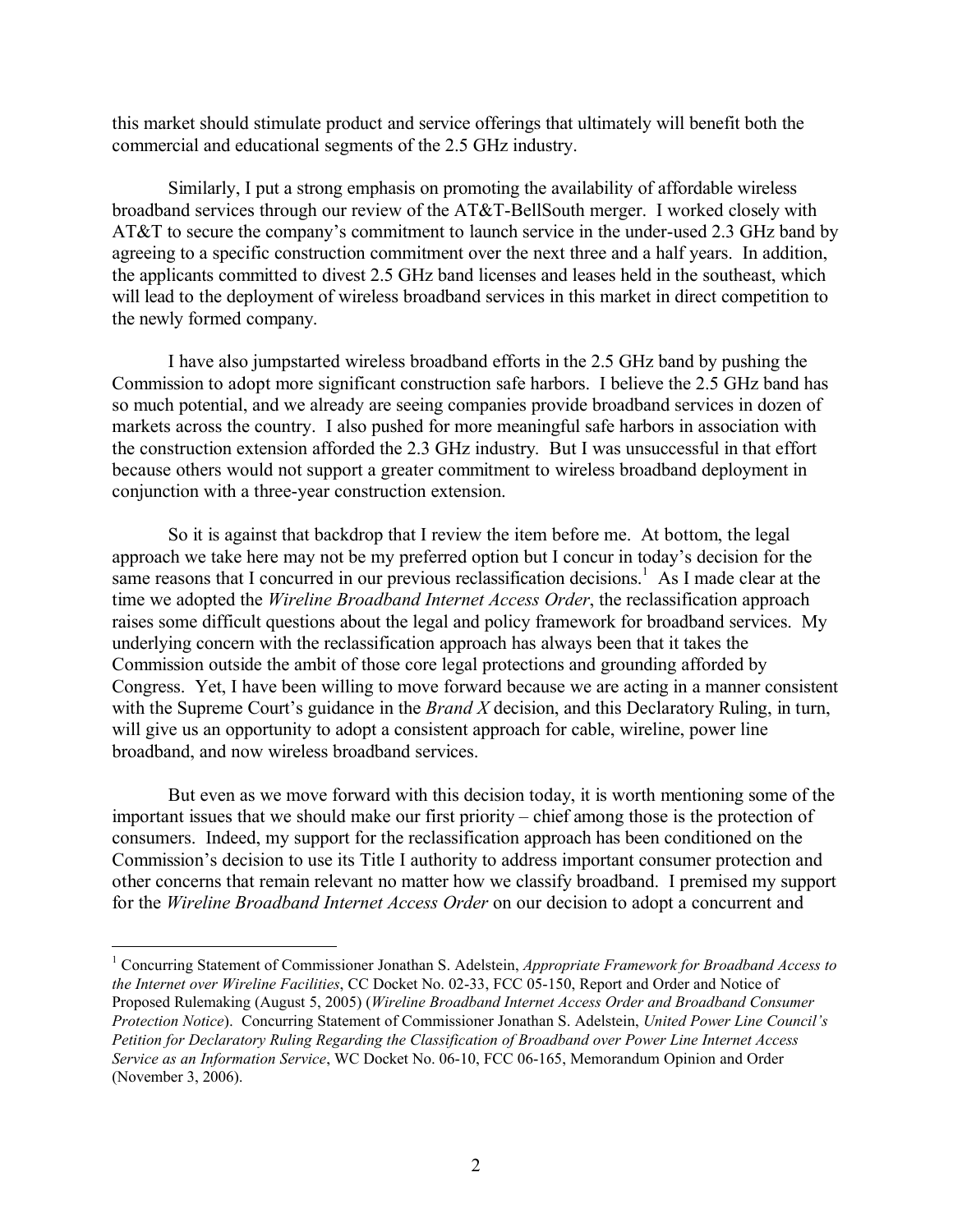this market should stimulate product and service offerings that ultimately will benefit both the commercial and educational segments of the 2.5 GHz industry.

Similarly, I put a strong emphasis on promoting the availability of affordable wireless broadband services through our review of the AT&T-BellSouth merger. I worked closely with AT&T to secure the company's commitment to launch service in the under-used 2.3 GHz band by agreeing to a specific construction commitment over the next three and a half years. In addition, the applicants committed to divest 2.5 GHz band licenses and leases held in the southeast, which will lead to the deployment of wireless broadband services in this market in direct competition to the newly formed company.

I have also jumpstarted wireless broadband efforts in the 2.5 GHz band by pushing the Commission to adopt more significant construction safe harbors. I believe the 2.5 GHz band has so much potential, and we already are seeing companies provide broadband services in dozen of markets across the country. I also pushed for more meaningful safe harbors in association with the construction extension afforded the 2.3 GHz industry. But I was unsuccessful in that effort because others would not support a greater commitment to wireless broadband deployment in conjunction with a three-year construction extension.

So it is against that backdrop that I review the item before me. At bottom, the legal approach we take here may not be my preferred option but I concur in today's decision for the same reasons that I concurred in our previous reclassification decisions.[1] As I made clear at the time we adopted the *Wireline Broadband Internet Access Order*, the reclassification approach raises some difficult questions about the legal and policy framework for broadband services. My underlying concern with the reclassification approach has always been that it takes the Commission outside the ambit of those core legal protections and grounding afforded by Congress. Yet, I have been willing to move forward because we are acting in a manner consistent with the Supreme Court's guidance in the *Brand X* decision, and this Declaratory Ruling, in turn, will give us an opportunity to adopt a consistent approach for cable, wireline, power line broadband, and now wireless broadband services.

But even as we move forward with this decision today, it is worth mentioning some of the important issues that we should make our first priority – chief among those is the protection of consumers. Indeed, my support for the reclassification approach has been conditioned on the Commission's decision to use its Title I authority to address important consumer protection and other concerns that remain relevant no matter how we classify broadband. I premised my support for the *Wireline Broadband Internet Access Order* on our decision to adopt a concurrent and

---

[1] Concurring Statement of Commissioner Jonathan S. Adelstein, *Appropriate Framework for Broadband Access to the Internet over Wireline Facilities*, CC Docket No. 02-33, FCC 05-150, Report and Order and Notice of Proposed Rulemaking (August 5, 2005) (*Wireline Broadband Internet Access Order and Broadband Consumer Protection Notice*). Concurring Statement of Commissioner Jonathan S. Adelstein, *United Power Line Council's Petition for Declaratory Ruling Regarding the Classification of Broadband over Power Line Internet Access Service as an Information Service*, WC Docket No. 06-10, FCC 06-165, Memorandum Opinion and Order (November 3, 2006).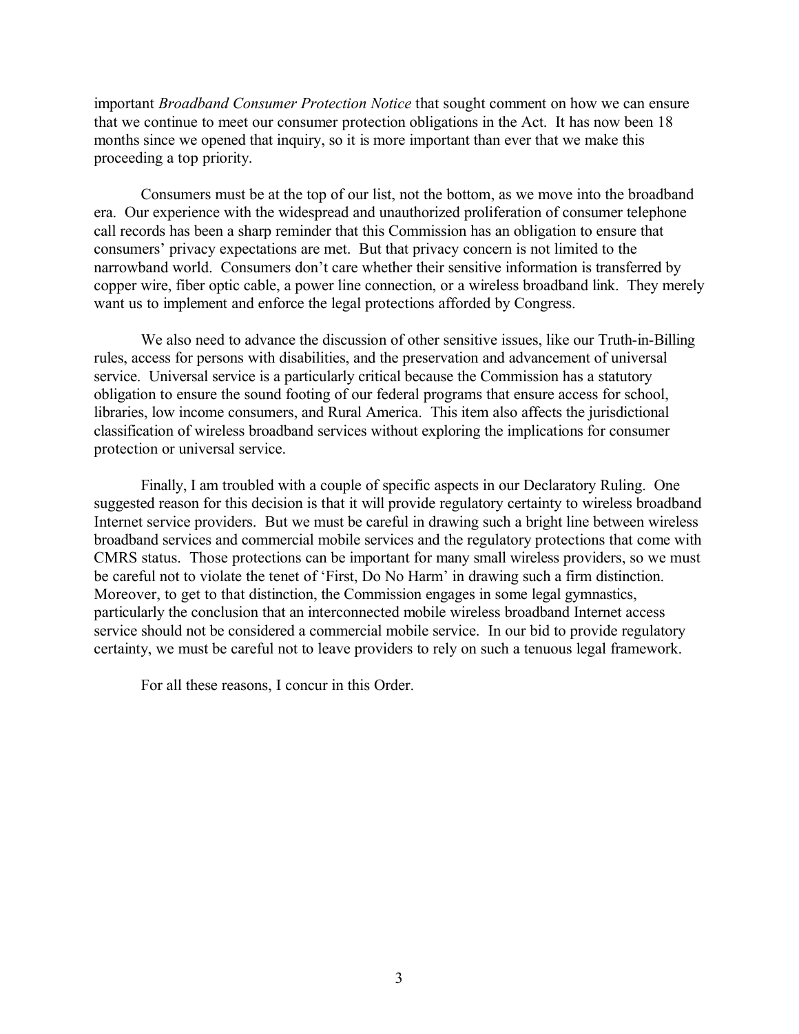important *Broadband Consumer Protection Notice* that sought comment on how we can ensure that we continue to meet our consumer protection obligations in the Act. It has now been 18 months since we opened that inquiry, so it is more important than ever that we make this proceeding a top priority.

Consumers must be at the top of our list, not the bottom, as we move into the broadband era. Our experience with the widespread and unauthorized proliferation of consumer telephone call records has been a sharp reminder that this Commission has an obligation to ensure that consumers' privacy expectations are met. But that privacy concern is not limited to the narrowband world. Consumers don't care whether their sensitive information is transferred by copper wire, fiber optic cable, a power line connection, or a wireless broadband link. They merely want us to implement and enforce the legal protections afforded by Congress.

We also need to advance the discussion of other sensitive issues, like our Truth-in-Billing rules, access for persons with disabilities, and the preservation and advancement of universal service. Universal service is a particularly critical because the Commission has a statutory obligation to ensure the sound footing of our federal programs that ensure access for school, libraries, low income consumers, and Rural America. This item also affects the jurisdictional classification of wireless broadband services without exploring the implications for consumer protection or universal service.

Finally, I am troubled with a couple of specific aspects in our Declaratory Ruling. One suggested reason for this decision is that it will provide regulatory certainty to wireless broadband Internet service providers. But we must be careful in drawing such a bright line between wireless broadband services and commercial mobile services and the regulatory protections that come with CMRS status. Those protections can be important for many small wireless providers, so we must be careful not to violate the tenet of 'First, Do No Harm' in drawing such a firm distinction. Moreover, to get to that distinction, the Commission engages in some legal gymnastics, particularly the conclusion that an interconnected mobile wireless broadband Internet access service should not be considered a commercial mobile service. In our bid to provide regulatory certainty, we must be careful not to leave providers to rely on such a tenuous legal framework.

For all these reasons, I concur in this Order.